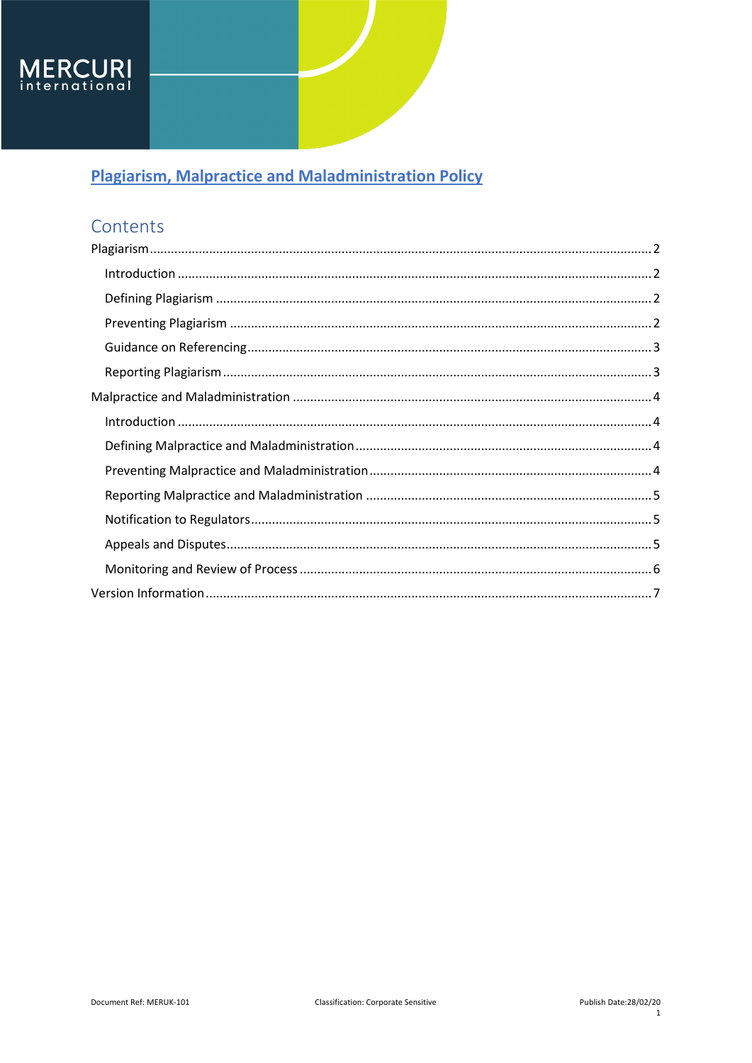# Plagiarism, Malpractice and Maladministration Policy

## Contents

- Plagiarism ........ 2
  - Introduction ........ 2
  - Defining Plagiarism ........ 2
  - Preventing Plagiarism ........ 2
  - Guidance on Referencing ........ 3
  - Reporting Plagiarism ........ 3
- Malpractice and Maladministration ........ 4
  - Introduction ........ 4
  - Defining Malpractice and Maladministration ........ 4
  - Preventing Malpractice and Maladministration ........ 4
  - Reporting Malpractice and Maladministration ........ 5
  - Notification to Regulators ........ 5
  - Appeals and Disputes ........ 5
  - Monitoring and Review of Process ........ 6
- Version Information ........ 7

Document Ref: MERUK-101 Classification: Corporate Sensitive Publish Date:28/02/20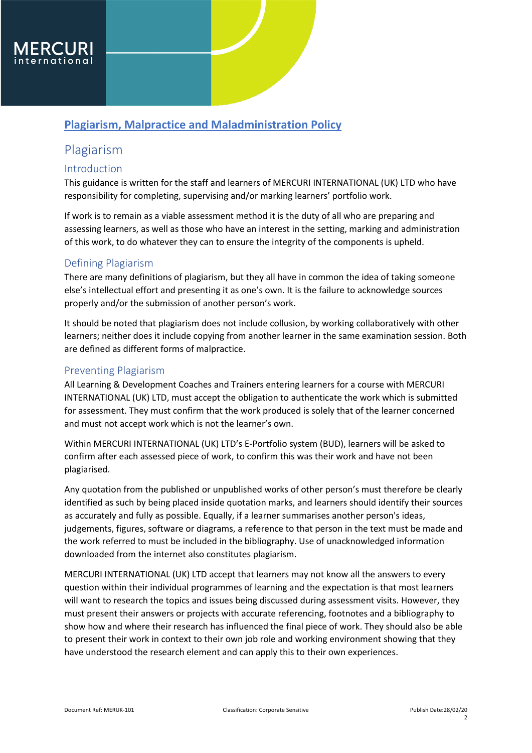# Plagiarism, Malpractice and Maladministration Policy

## Plagiarism

### Introduction

This guidance is written for the staff and learners of MERCURI INTERNATIONAL (UK) LTD who have responsibility for completing, supervising and/or marking learners' portfolio work.

If work is to remain as a viable assessment method it is the duty of all who are preparing and assessing learners, as well as those who have an interest in the setting, marking and administration of this work, to do whatever they can to ensure the integrity of the components is upheld.

### Defining Plagiarism

There are many definitions of plagiarism, but they all have in common the idea of taking someone else's intellectual effort and presenting it as one's own. It is the failure to acknowledge sources properly and/or the submission of another person's work.

It should be noted that plagiarism does not include collusion, by working collaboratively with other learners; neither does it include copying from another learner in the same examination session. Both are defined as different forms of malpractice.

### Preventing Plagiarism

All Learning & Development Coaches and Trainers entering learners for a course with MERCURI INTERNATIONAL (UK) LTD, must accept the obligation to authenticate the work which is submitted for assessment. They must confirm that the work produced is solely that of the learner concerned and must not accept work which is not the learner's own.

Within MERCURI INTERNATIONAL (UK) LTD's E-Portfolio system (BUD), learners will be asked to confirm after each assessed piece of work, to confirm this was their work and have not been plagiarised.

Any quotation from the published or unpublished works of other person's must therefore be clearly identified as such by being placed inside quotation marks, and learners should identify their sources as accurately and fully as possible. Equally, if a learner summarises another person's ideas, judgements, figures, software or diagrams, a reference to that person in the text must be made and the work referred to must be included in the bibliography. Use of unacknowledged information downloaded from the internet also constitutes plagiarism.

MERCURI INTERNATIONAL (UK) LTD accept that learners may not know all the answers to every question within their individual programmes of learning and the expectation is that most learners will want to research the topics and issues being discussed during assessment visits. However, they must present their answers or projects with accurate referencing, footnotes and a bibliography to show how and where their research has influenced the final piece of work. They should also be able to present their work in context to their own job role and working environment showing that they have understood the research element and can apply this to their own experiences.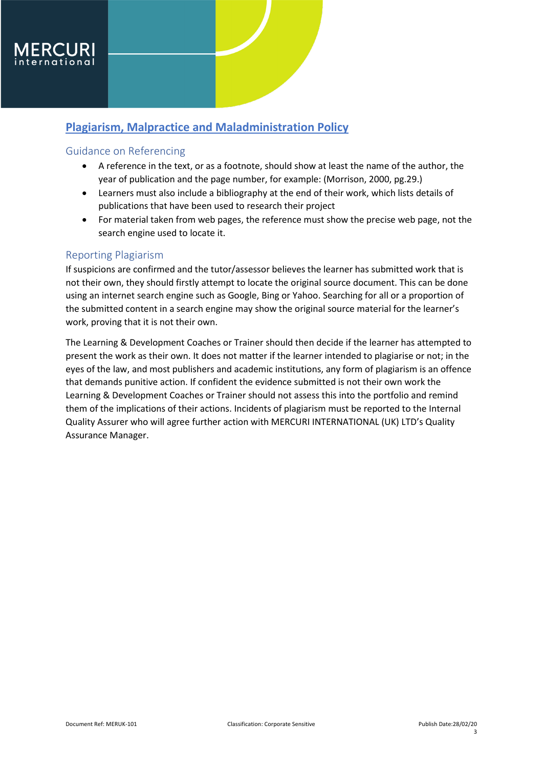# Plagiarism, Malpractice and Maladministration Policy

## Guidance on Referencing

- A reference in the text, or as a footnote, should show at least the name of the author, the year of publication and the page number, for example: (Morrison, 2000, pg.29.)
- Learners must also include a bibliography at the end of their work, which lists details of publications that have been used to research their project
- For material taken from web pages, the reference must show the precise web page, not the search engine used to locate it.

## Reporting Plagiarism

If suspicions are confirmed and the tutor/assessor believes the learner has submitted work that is not their own, they should firstly attempt to locate the original source document. This can be done using an internet search engine such as Google, Bing or Yahoo. Searching for all or a proportion of the submitted content in a search engine may show the original source material for the learner's work, proving that it is not their own.

The Learning & Development Coaches or Trainer should then decide if the learner has attempted to present the work as their own. It does not matter if the learner intended to plagiarise or not; in the eyes of the law, and most publishers and academic institutions, any form of plagiarism is an offence that demands punitive action. If confident the evidence submitted is not their own work the Learning & Development Coaches or Trainer should not assess this into the portfolio and remind them of the implications of their actions. Incidents of plagiarism must be reported to the Internal Quality Assurer who will agree further action with MERCURI INTERNATIONAL (UK) LTD's Quality Assurance Manager.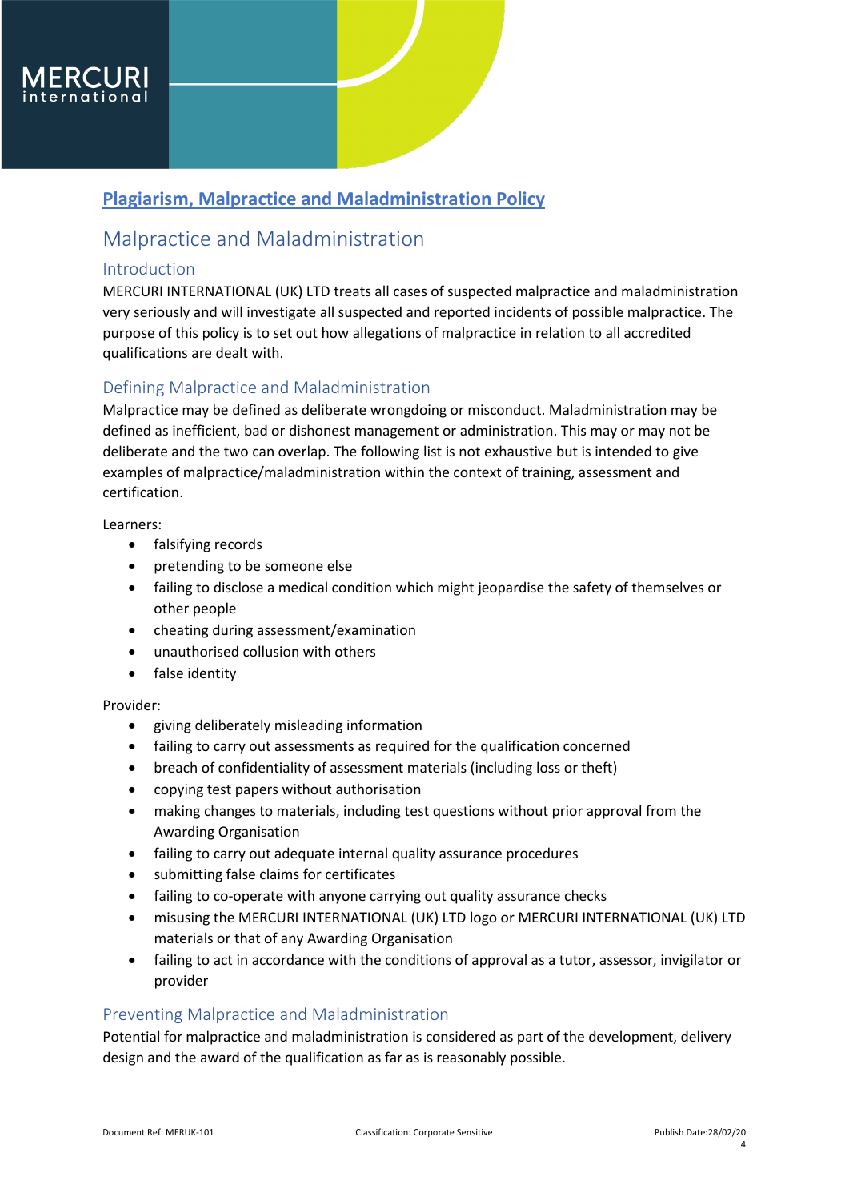# Plagiarism, Malpractice and Maladministration Policy

## Malpractice and Maladministration

### Introduction

MERCURI INTERNATIONAL (UK) LTD treats all cases of suspected malpractice and maladministration very seriously and will investigate all suspected and reported incidents of possible malpractice. The purpose of this policy is to set out how allegations of malpractice in relation to all accredited qualifications are dealt with.

### Defining Malpractice and Maladministration

Malpractice may be defined as deliberate wrongdoing or misconduct. Maladministration may be defined as inefficient, bad or dishonest management or administration. This may or may not be deliberate and the two can overlap. The following list is not exhaustive but is intended to give examples of malpractice/maladministration within the context of training, assessment and certification.

Learners:

- falsifying records
- pretending to be someone else
- failing to disclose a medical condition which might jeopardise the safety of themselves or other people
- cheating during assessment/examination
- unauthorised collusion with others
- false identity

Provider:

- giving deliberately misleading information
- failing to carry out assessments as required for the qualification concerned
- breach of confidentiality of assessment materials (including loss or theft)
- copying test papers without authorisation
- making changes to materials, including test questions without prior approval from the Awarding Organisation
- failing to carry out adequate internal quality assurance procedures
- submitting false claims for certificates
- failing to co-operate with anyone carrying out quality assurance checks
- misusing the MERCURI INTERNATIONAL (UK) LTD logo or MERCURI INTERNATIONAL (UK) LTD materials or that of any Awarding Organisation
- failing to act in accordance with the conditions of approval as a tutor, assessor, invigilator or provider

### Preventing Malpractice and Maladministration

Potential for malpractice and maladministration is considered as part of the development, delivery design and the award of the qualification as far as is reasonably possible.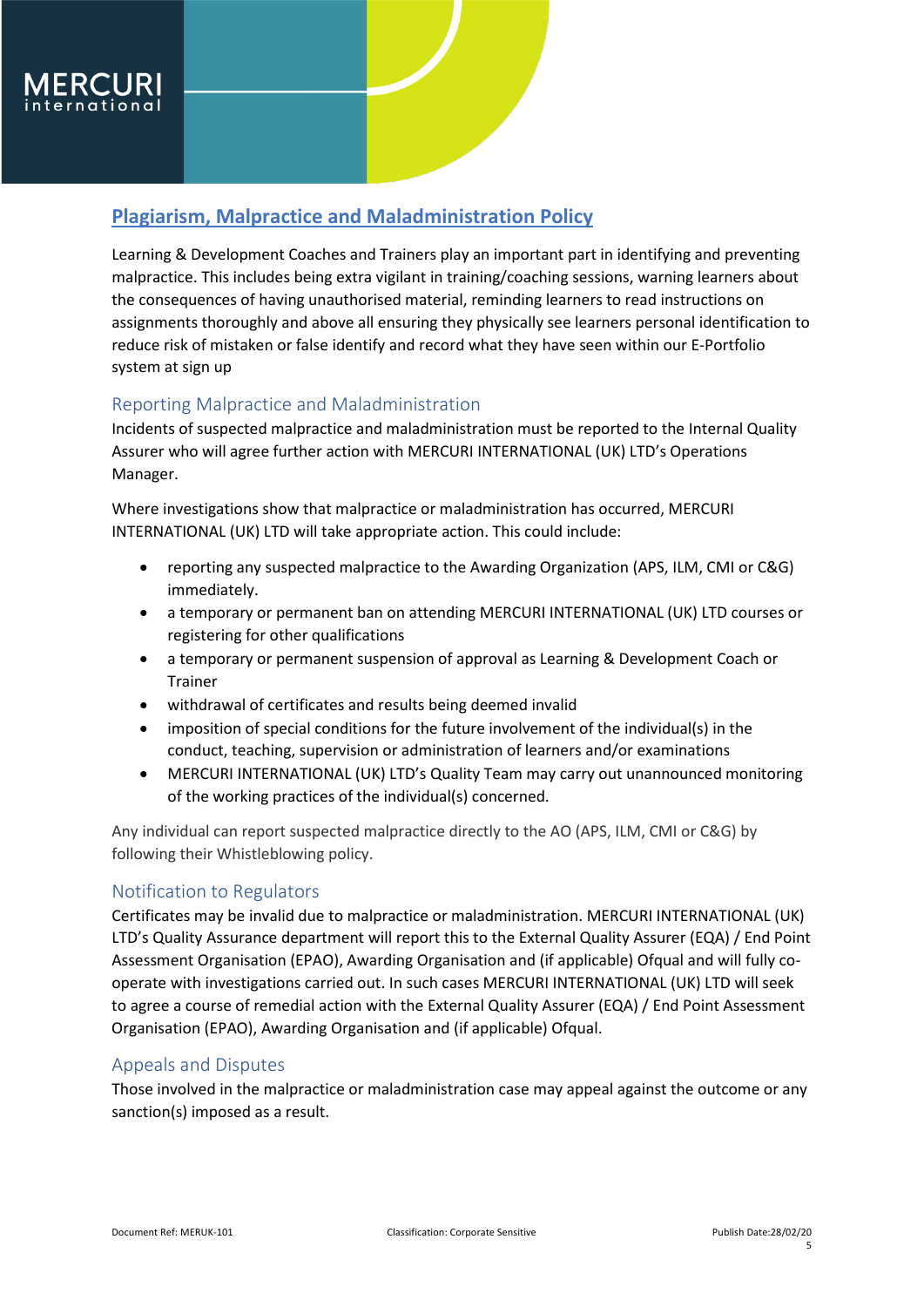## Plagiarism, Malpractice and Maladministration Policy

Learning & Development Coaches and Trainers play an important part in identifying and preventing malpractice. This includes being extra vigilant in training/coaching sessions, warning learners about the consequences of having unauthorised material, reminding learners to read instructions on assignments thoroughly and above all ensuring they physically see learners personal identification to reduce risk of mistaken or false identify and record what they have seen within our E-Portfolio system at sign up

### Reporting Malpractice and Maladministration

Incidents of suspected malpractice and maladministration must be reported to the Internal Quality Assurer who will agree further action with MERCURI INTERNATIONAL (UK) LTD's Operations Manager.

Where investigations show that malpractice or maladministration has occurred, MERCURI INTERNATIONAL (UK) LTD will take appropriate action. This could include:

- reporting any suspected malpractice to the Awarding Organization (APS, ILM, CMI or C&G) immediately.
- a temporary or permanent ban on attending MERCURI INTERNATIONAL (UK) LTD courses or registering for other qualifications
- a temporary or permanent suspension of approval as Learning & Development Coach or Trainer
- withdrawal of certificates and results being deemed invalid
- imposition of special conditions for the future involvement of the individual(s) in the conduct, teaching, supervision or administration of learners and/or examinations
- MERCURI INTERNATIONAL (UK) LTD's Quality Team may carry out unannounced monitoring of the working practices of the individual(s) concerned.

Any individual can report suspected malpractice directly to the AO (APS, ILM, CMI or C&G) by following their Whistleblowing policy.

### Notification to Regulators

Certificates may be invalid due to malpractice or maladministration. MERCURI INTERNATIONAL (UK) LTD's Quality Assurance department will report this to the External Quality Assurer (EQA) / End Point Assessment Organisation (EPAO), Awarding Organisation and (if applicable) Ofqual and will fully co-operate with investigations carried out. In such cases MERCURI INTERNATIONAL (UK) LTD will seek to agree a course of remedial action with the External Quality Assurer (EQA) / End Point Assessment Organisation (EPAO), Awarding Organisation and (if applicable) Ofqual.

### Appeals and Disputes

Those involved in the malpractice or maladministration case may appeal against the outcome or any sanction(s) imposed as a result.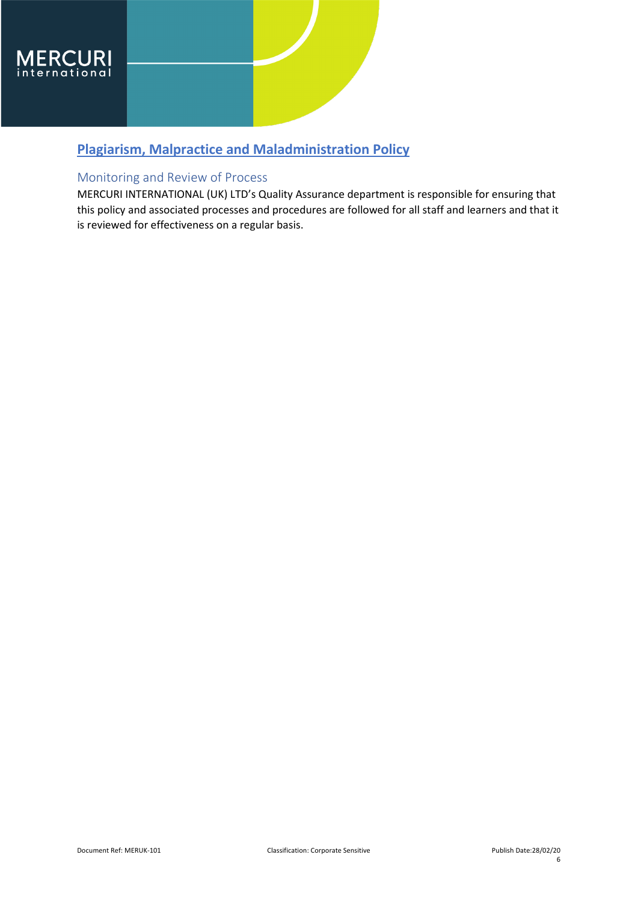## Plagiarism, Malpractice and Maladministration Policy

### Monitoring and Review of Process

MERCURI INTERNATIONAL (UK) LTD's Quality Assurance department is responsible for ensuring that this policy and associated processes and procedures are followed for all staff and learners and that it is reviewed for effectiveness on a regular basis.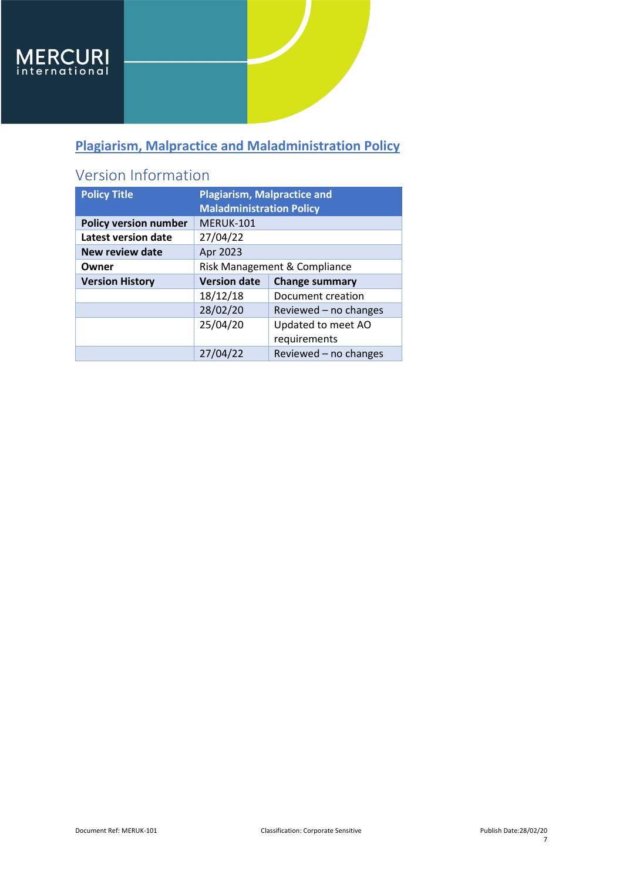MERCURI
international

## Plagiarism, Malpractice and Maladministration Policy

### Version Information

| Policy Title | Plagiarism, Malpractice and Maladministration Policy | |
|---|---|---|
| Policy version number | MERUK-101 | |
| Latest version date | 27/04/22 | |
| New review date | Apr 2023 | |
| Owner | Risk Management & Compliance | |
| Version History | Version date | Change summary |
| | 18/12/18 | Document creation |
| | 28/02/20 | Reviewed – no changes |
| | 25/04/20 | Updated to meet AO requirements |
| | 27/04/22 | Reviewed – no changes |

Document Ref: MERUK-101 Classification: Corporate Sensitive Publish Date:28/02/20